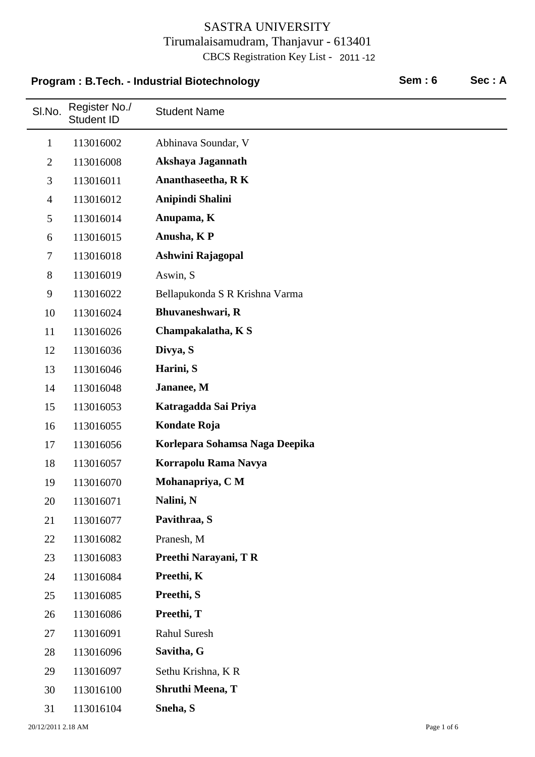# SASTRA UNIVERSITY

Tirumalaisamudram, Thanjavur - 613401

CBCS Registration Key List - 2011 -12

**Program : B.Tech. - Industrial Biotechnology** **Sem : 6** **Sec : A**

| Sl.No. | Register No./ Student ID | Student Name |
|---|---|---|
| 1 | 113016002 | Abhinava Soundar, V |
| 2 | 113016008 | **Akshaya Jagannath** |
| 3 | 113016011 | **Ananthaseetha, R K** |
| 4 | 113016012 | **Anipindi Shalini** |
| 5 | 113016014 | **Anupama, K** |
| 6 | 113016015 | **Anusha, K P** |
| 7 | 113016018 | **Ashwini Rajagopal** |
| 8 | 113016019 | Aswin, S |
| 9 | 113016022 | Bellapukonda S R Krishna Varma |
| 10 | 113016024 | **Bhuvaneshwari, R** |
| 11 | 113016026 | **Champakalatha, K S** |
| 12 | 113016036 | **Divya, S** |
| 13 | 113016046 | **Harini, S** |
| 14 | 113016048 | **Jananee, M** |
| 15 | 113016053 | **Katragadda Sai Priya** |
| 16 | 113016055 | **Kondate Roja** |
| 17 | 113016056 | **Korlepara Sohamsa Naga Deepika** |
| 18 | 113016057 | **Korrapolu Rama Navya** |
| 19 | 113016070 | **Mohanapriya, C M** |
| 20 | 113016071 | **Nalini, N** |
| 21 | 113016077 | **Pavithraa, S** |
| 22 | 113016082 | Pranesh, M |
| 23 | 113016083 | **Preethi Narayani, T R** |
| 24 | 113016084 | **Preethi, K** |
| 25 | 113016085 | **Preethi, S** |
| 26 | 113016086 | **Preethi, T** |
| 27 | 113016091 | Rahul Suresh |
| 28 | 113016096 | **Savitha, G** |
| 29 | 113016097 | Sethu Krishna, K R |
| 30 | 113016100 | **Shruthi Meena, T** |
| 31 | 113016104 | **Sneha, S** |

20/12/2011 2.18 AM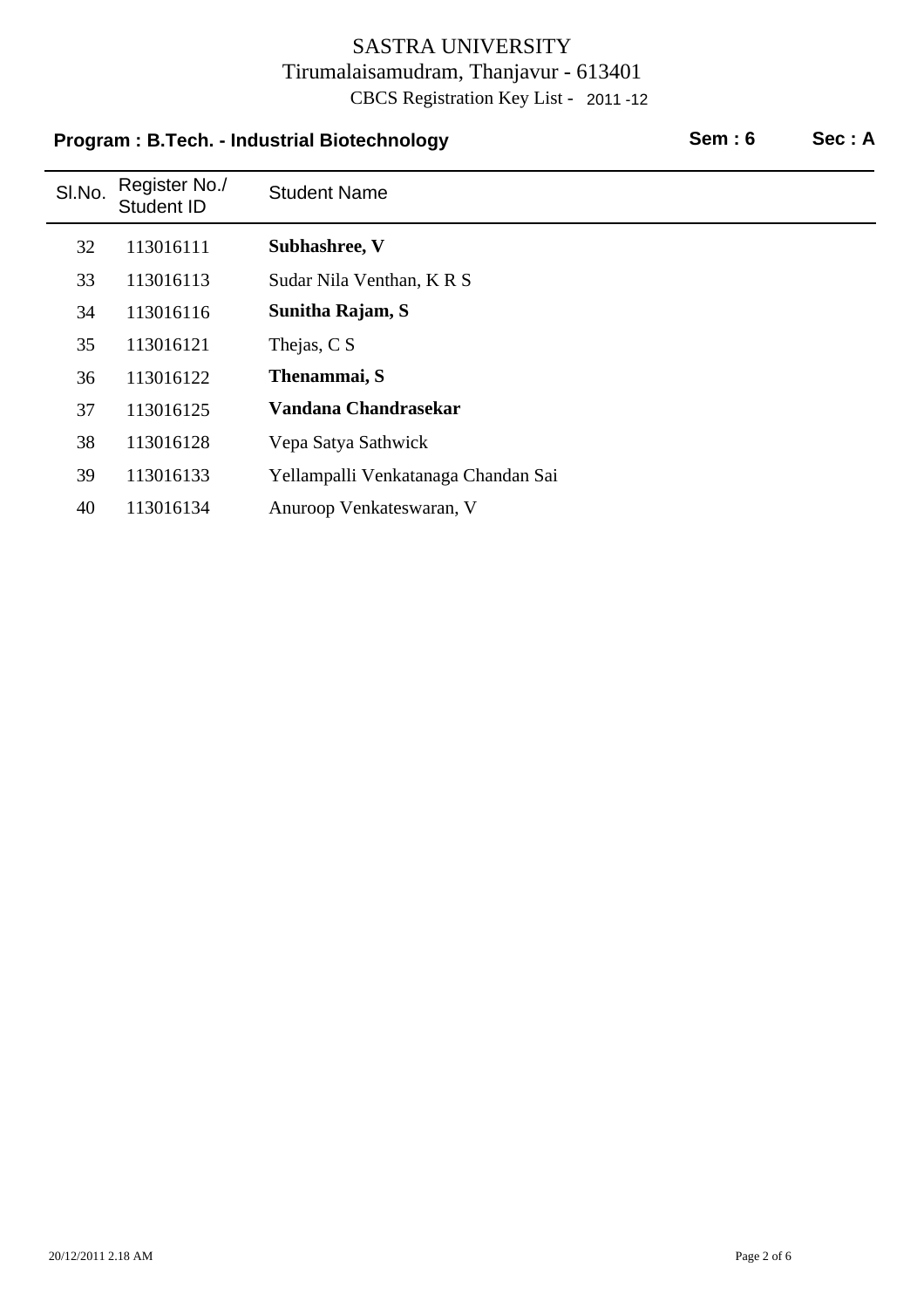# SASTRA UNIVERSITY

Tirumalaisamudram, Thanjavur - 613401

CBCS Registration Key List - 2011 -12

**Program : B.Tech. - Industrial Biotechnology** **Sem : 6** **Sec : A**

| Sl.No. | Register No./ Student ID | Student Name |
|---|---|---|
| 32 | 113016111 | **Subhashree, V** |
| 33 | 113016113 | Sudar Nila Venthan, K R S |
| 34 | 113016116 | **Sunitha Rajam, S** |
| 35 | 113016121 | Thejas, C S |
| 36 | 113016122 | **Thenammai, S** |
| 37 | 113016125 | **Vandana Chandrasekar** |
| 38 | 113016128 | Vepa Satya Sathwick |
| 39 | 113016133 | Yellampalli Venkatanaga Chandan Sai |
| 40 | 113016134 | Anuroop Venkateswaran, V |

20/12/2011 2.18 AM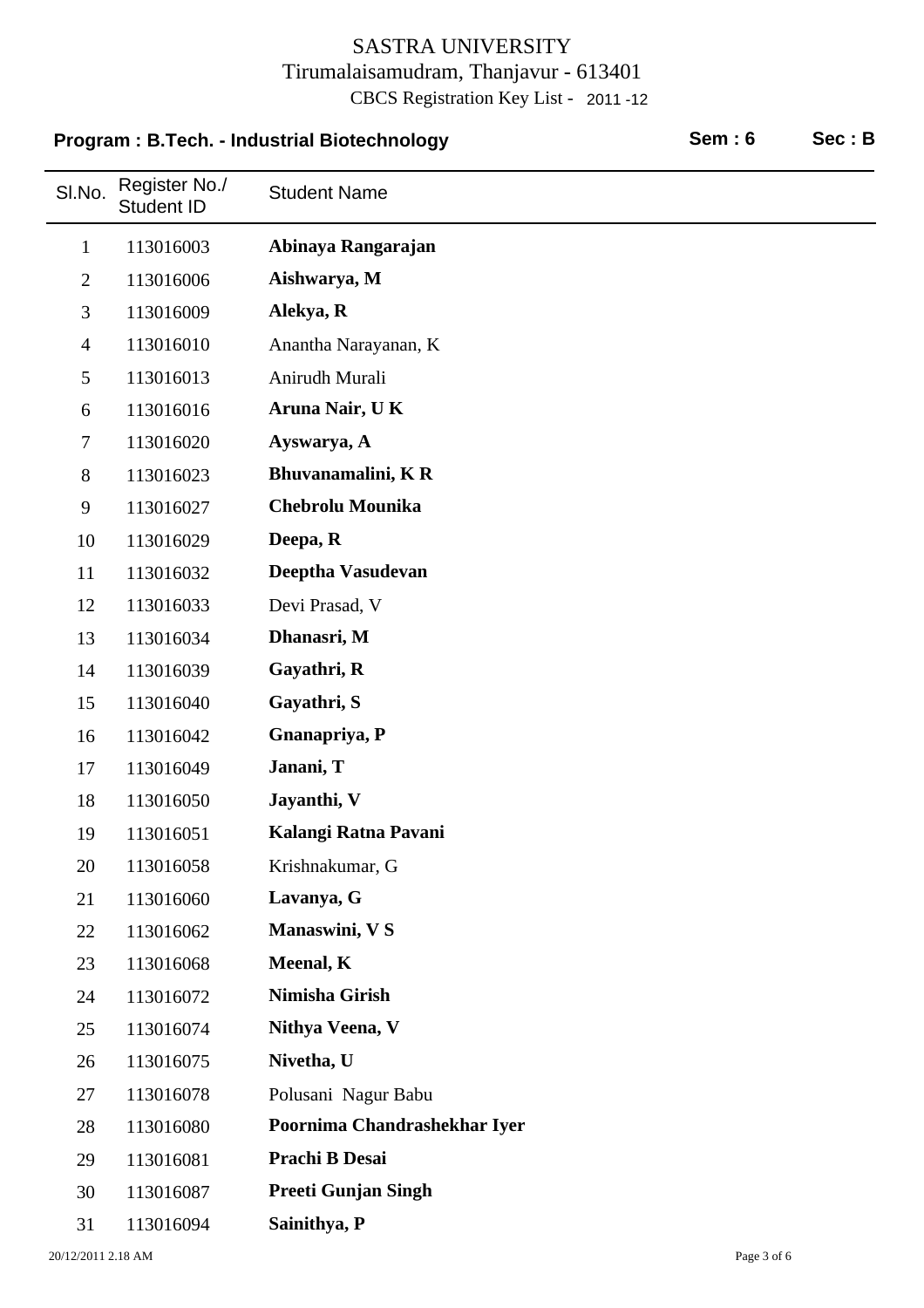SASTRA UNIVERSITY

Tirumalaisamudram, Thanjavur - 613401

CBCS Registration Key List - 2011 -12

**Program : B.Tech. - Industrial Biotechnology** **Sem : 6** **Sec : B**

| Sl.No. | Register No./ Student ID | Student Name |
|---|---|---|
| 1 | 113016003 | **Abinaya Rangarajan** |
| 2 | 113016006 | **Aishwarya, M** |
| 3 | 113016009 | **Alekya, R** |
| 4 | 113016010 | Anantha Narayanan, K |
| 5 | 113016013 | Anirudh Murali |
| 6 | 113016016 | **Aruna Nair, U K** |
| 7 | 113016020 | **Ayswarya, A** |
| 8 | 113016023 | **Bhuvanamalini, K R** |
| 9 | 113016027 | **Chebrolu Mounika** |
| 10 | 113016029 | **Deepa, R** |
| 11 | 113016032 | **Deeptha Vasudevan** |
| 12 | 113016033 | Devi Prasad, V |
| 13 | 113016034 | **Dhanasri, M** |
| 14 | 113016039 | **Gayathri, R** |
| 15 | 113016040 | **Gayathri, S** |
| 16 | 113016042 | **Gnanapriya, P** |
| 17 | 113016049 | **Janani, T** |
| 18 | 113016050 | **Jayanthi, V** |
| 19 | 113016051 | **Kalangi Ratna Pavani** |
| 20 | 113016058 | Krishnakumar, G |
| 21 | 113016060 | **Lavanya, G** |
| 22 | 113016062 | **Manaswini, V S** |
| 23 | 113016068 | **Meenal, K** |
| 24 | 113016072 | **Nimisha Girish** |
| 25 | 113016074 | **Nithya Veena, V** |
| 26 | 113016075 | **Nivetha, U** |
| 27 | 113016078 | Polusani Nagur Babu |
| 28 | 113016080 | **Poornima Chandrashekhar Iyer** |
| 29 | 113016081 | **Prachi B Desai** |
| 30 | 113016087 | **Preeti Gunjan Singh** |
| 31 | 113016094 | **Sainithya, P** |

20/12/2011 2.18 AM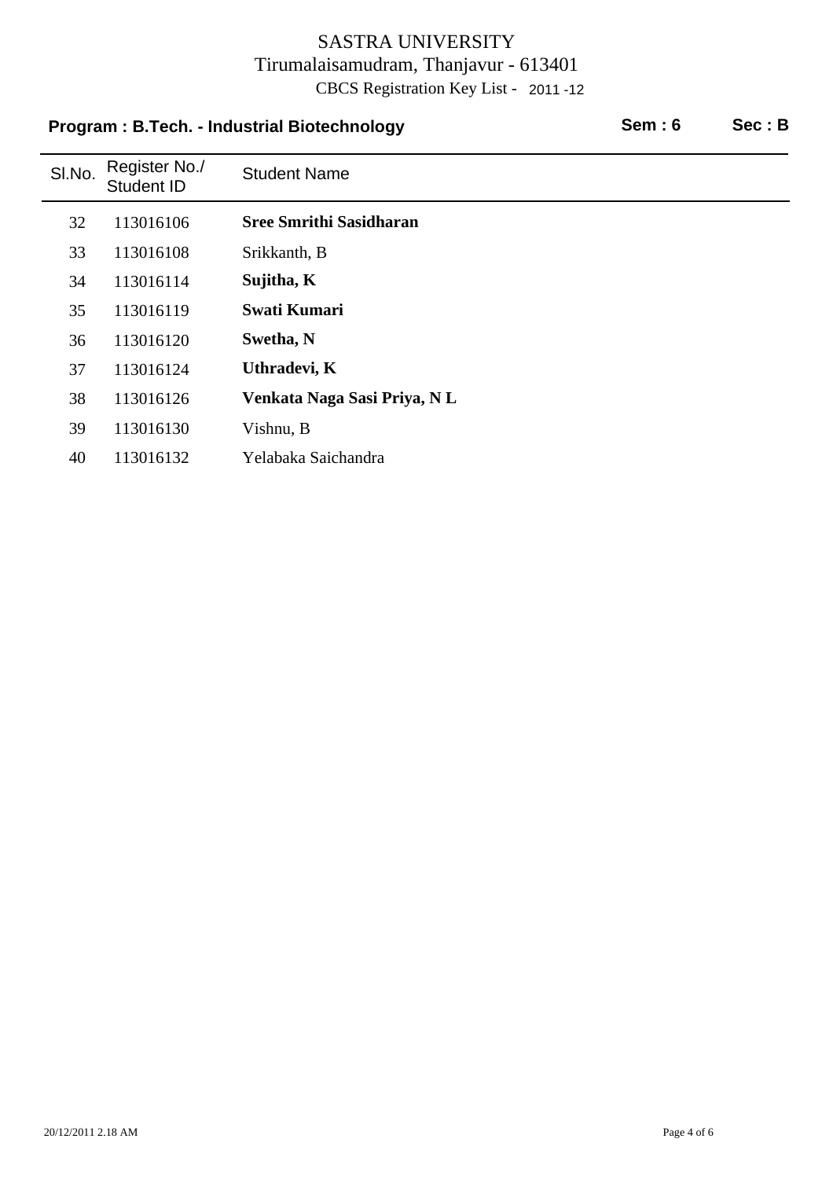# SASTRA UNIVERSITY

Tirumalaisamudram, Thanjavur - 613401

CBCS Registration Key List - 2011 -12

**Program : B.Tech. - Industrial Biotechnology** **Sem : 6** **Sec : B**

| Sl.No. | Register No./ Student ID | Student Name |
|---|---|---|
| 32 | 113016106 | **Sree Smrithi Sasidharan** |
| 33 | 113016108 | Srikkanth, B |
| 34 | 113016114 | **Sujitha, K** |
| 35 | 113016119 | **Swati Kumari** |
| 36 | 113016120 | **Swetha, N** |
| 37 | 113016124 | **Uthradevi, K** |
| 38 | 113016126 | **Venkata Naga Sasi Priya, N L** |
| 39 | 113016130 | Vishnu, B |
| 40 | 113016132 | Yelabaka Saichandra |

20/12/2011 2.18 AM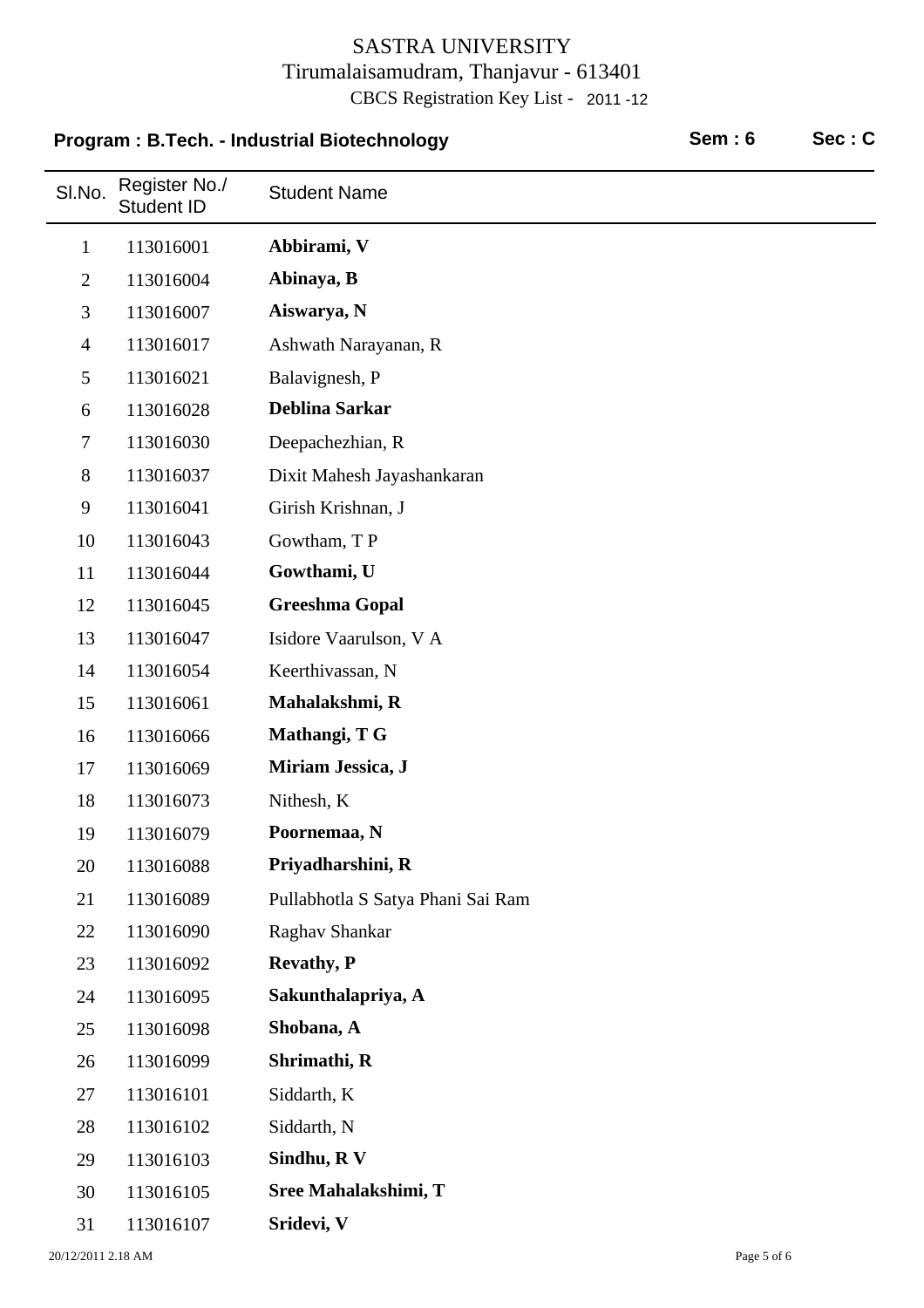# SASTRA UNIVERSITY

Tirumalaisamudram, Thanjavur - 613401

CBCS Registration Key List - 2011 -12

**Program : B.Tech. - Industrial Biotechnology** **Sem : 6** **Sec : C**

| Sl.No. | Register No./ Student ID | Student Name |
|---|---|---|
| 1 | 113016001 | **Abbirami, V** |
| 2 | 113016004 | **Abinaya, B** |
| 3 | 113016007 | **Aiswarya, N** |
| 4 | 113016017 | Ashwath Narayanan, R |
| 5 | 113016021 | Balavignesh, P |
| 6 | 113016028 | **Deblina Sarkar** |
| 7 | 113016030 | Deepachezhian, R |
| 8 | 113016037 | Dixit Mahesh Jayashankaran |
| 9 | 113016041 | Girish Krishnan, J |
| 10 | 113016043 | Gowtham, T P |
| 11 | 113016044 | **Gowthami, U** |
| 12 | 113016045 | **Greeshma Gopal** |
| 13 | 113016047 | Isidore Vaarulson, V A |
| 14 | 113016054 | Keerthivassan, N |
| 15 | 113016061 | **Mahalakshmi, R** |
| 16 | 113016066 | **Mathangi, T G** |
| 17 | 113016069 | **Miriam Jessica, J** |
| 18 | 113016073 | Nithesh, K |
| 19 | 113016079 | **Poornemaa, N** |
| 20 | 113016088 | **Priyadharshini, R** |
| 21 | 113016089 | Pullabhotla S Satya Phani Sai Ram |
| 22 | 113016090 | Raghav Shankar |
| 23 | 113016092 | **Revathy, P** |
| 24 | 113016095 | **Sakunthalapriya, A** |
| 25 | 113016098 | **Shobana, A** |
| 26 | 113016099 | **Shrimathi, R** |
| 27 | 113016101 | Siddarth, K |
| 28 | 113016102 | Siddarth, N |
| 29 | 113016103 | **Sindhu, R V** |
| 30 | 113016105 | **Sree Mahalakshimi, T** |
| 31 | 113016107 | **Sridevi, V** |

20/12/2011 2.18 AM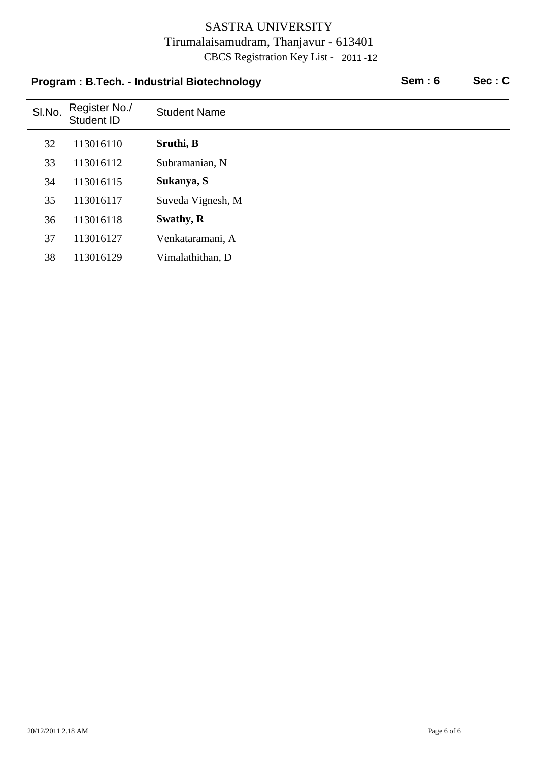# SASTRA UNIVERSITY

Tirumalaisamudram, Thanjavur - 613401

CBCS Registration Key List - 2011 -12

**Program : B.Tech. - Industrial Biotechnology** **Sem : 6** **Sec : C**

| Sl.No. | Register No./ Student ID | Student Name |
|---|---|---|
| 32 | 113016110 | **Sruthi, B** |
| 33 | 113016112 | Subramanian, N |
| 34 | 113016115 | **Sukanya, S** |
| 35 | 113016117 | Suveda Vignesh, M |
| 36 | 113016118 | **Swathy, R** |
| 37 | 113016127 | Venkataramani, A |
| 38 | 113016129 | Vimalathithan, D |

20/12/2011 2.18 AM